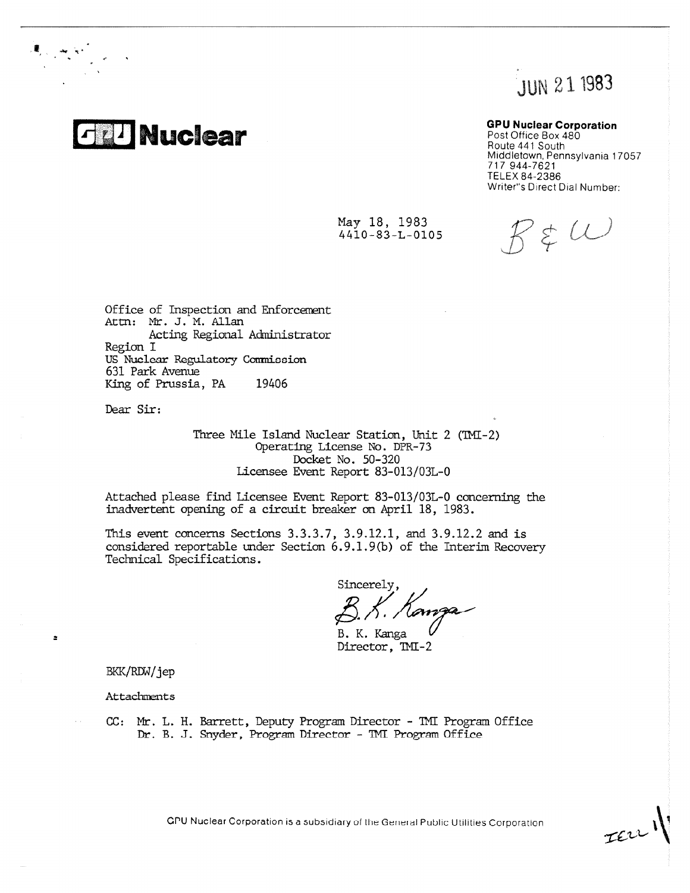JUN 21 1983

**GPU Nuclear**

**GPU Nuclear Corporation**
Post Office Box 480
Route 441 South
Middletown, Pennsylvania 17057
717 944-7621
TELEX 84-2386
Writer's Direct Dial Number:

May 18, 1983
4410-83-L-0105

B & W

Office of Inspection and Enforcement
Attn: Mr. J. M. Allan
Acting Regional Administrator
Region I
US Nuclear Regulatory Commission
631 Park Avenue
King of Prussia, PA 19406

Dear Sir:

Three Mile Island Nuclear Station, Unit 2 (TMI-2)
Operating License No. DPR-73
Docket No. 50-320
Licensee Event Report 83-013/03L-0

Attached please find Licensee Event Report 83-013/03L-0 concerning the inadvertent opening of a circuit breaker on April 18, 1983.

This event concerns Sections 3.3.3.7, 3.9.12.1, and 3.9.12.2 and is considered reportable under Section 6.9.1.9(b) of the Interim Recovery Technical Specifications.

Sincerely,

B. K. Kanga

B. K. Kanga
Director, TMI-2

BKK/RDW/jep

Attachments

CC: Mr. L. H. Barrett, Deputy Program Director - TMI Program Office
Dr. B. J. Snyder, Program Director - TMI Program Office

GPU Nuclear Corporation is a subsidiary of the General Public Utilities Corporation

IE22 1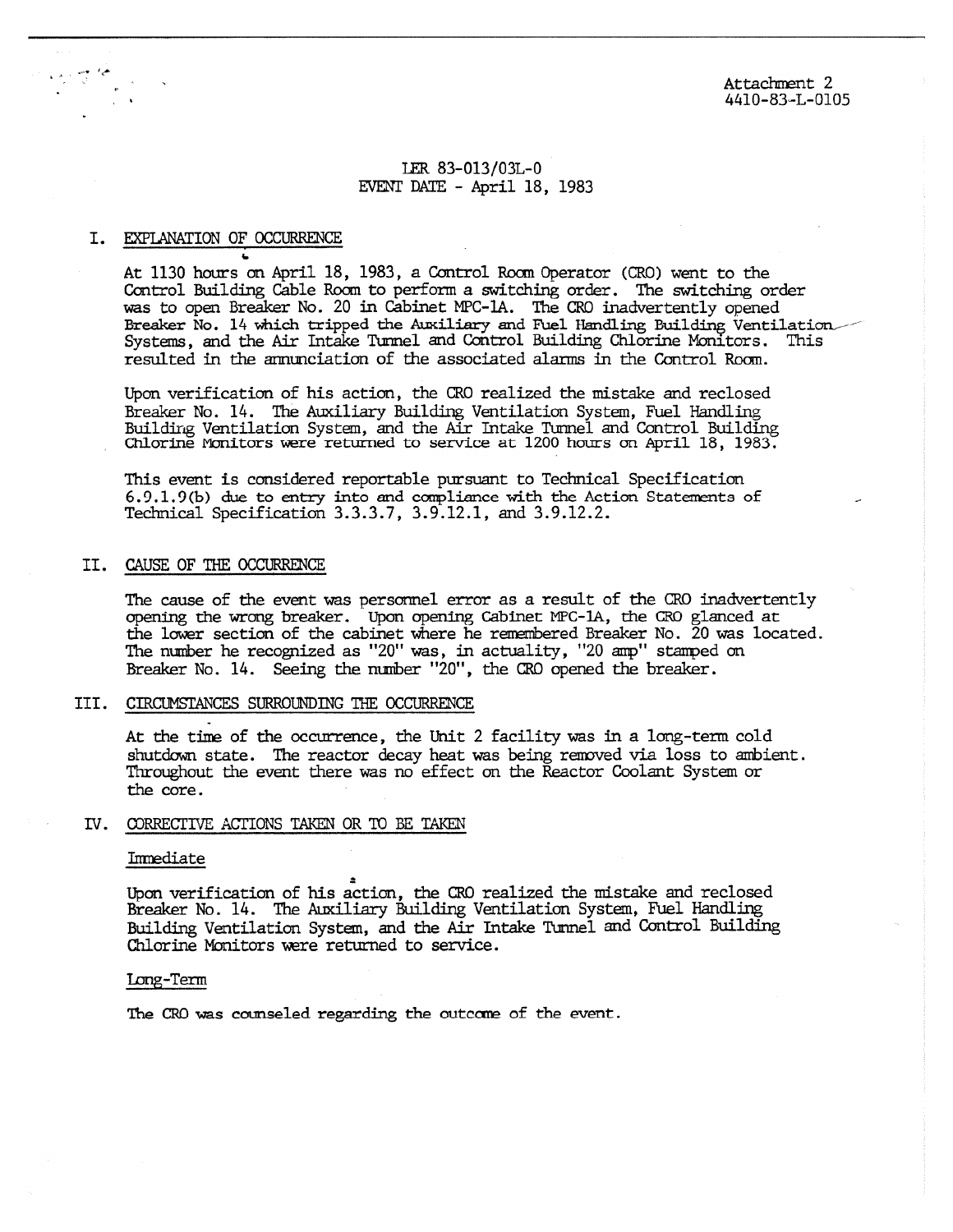Attachment 2
4410-83-L-0105

LER 83-013/03L-0
EVENT DATE - April 18, 1983

## I. EXPLANATION OF OCCURRENCE

At 1130 hours on April 18, 1983, a Control Room Operator (CRO) went to the Control Building Cable Room to perform a switching order. The switching order was to open Breaker No. 20 in Cabinet MPC-1A. The CRO inadvertently opened Breaker No. 14 which tripped the Auxiliary and Fuel Handling Building Ventilation Systems, and the Air Intake Tunnel and Control Building Chlorine Monitors. This resulted in the annunciation of the associated alarms in the Control Room.

Upon verification of his action, the CRO realized the mistake and reclosed Breaker No. 14. The Auxiliary Building Ventilation System, Fuel Handling Building Ventilation System, and the Air Intake Tunnel and Control Building Chlorine Monitors were returned to service at 1200 hours on April 18, 1983.

This event is considered reportable pursuant to Technical Specification 6.9.1.9(b) due to entry into and compliance with the Action Statements of Technical Specification 3.3.3.7, 3.9.12.1, and 3.9.12.2.

## II. CAUSE OF THE OCCURRENCE

The cause of the event was personnel error as a result of the CRO inadvertently opening the wrong breaker. Upon opening Cabinet MPC-1A, the CRO glanced at the lower section of the cabinet where he remembered Breaker No. 20 was located. The number he recognized as "20" was, in actuality, "20 amp" stamped on Breaker No. 14. Seeing the number "20", the CRO opened the breaker.

## III. CIRCUMSTANCES SURROUNDING THE OCCURRENCE

At the time of the occurrence, the Unit 2 facility was in a long-term cold shutdown state. The reactor decay heat was being removed via loss to ambient. Throughout the event there was no effect on the Reactor Coolant System or the core.

## IV. CORRECTIVE ACTIONS TAKEN OR TO BE TAKEN

### Immediate

Upon verification of his action, the CRO realized the mistake and reclosed Breaker No. 14. The Auxiliary Building Ventilation System, Fuel Handling Building Ventilation System, and the Air Intake Tunnel and Control Building Chlorine Monitors were returned to service.

### Long-Term

The CRO was counseled regarding the outcome of the event.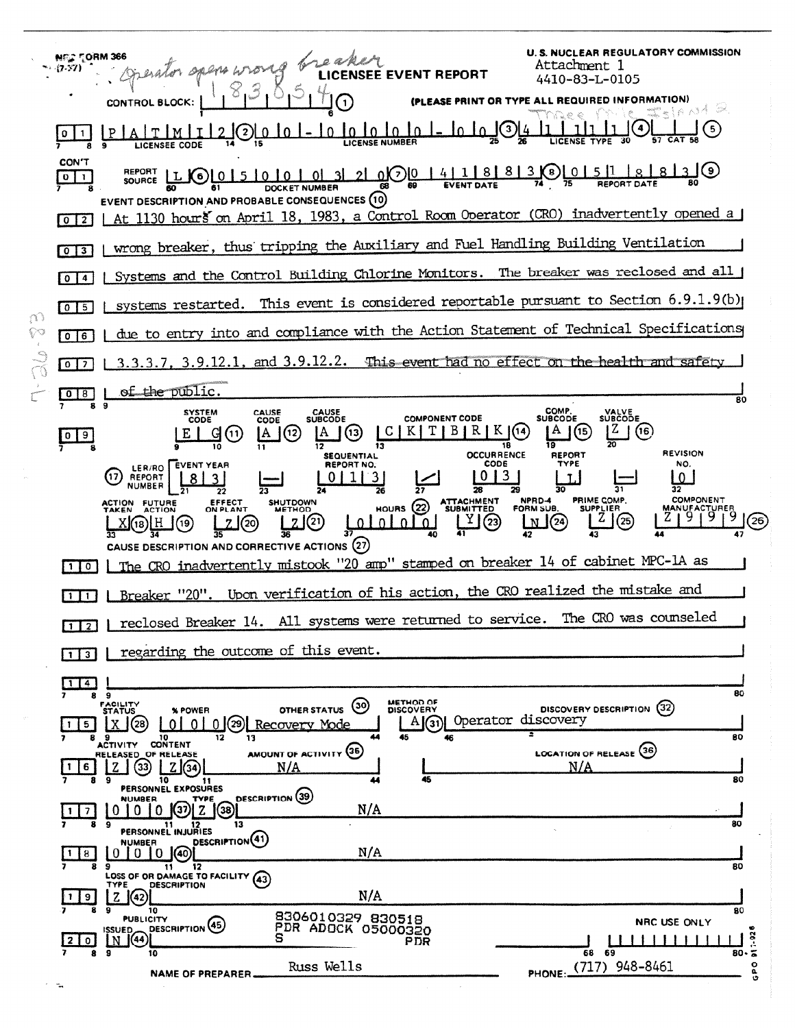NRC FORM 366 (7-77)

*Operator opens wrong breaker*

U. S. NUCLEAR REGULATORY COMMISSION

Attachment 1
4410-83-L-0105

# LICENSEE EVENT REPORT

CONTROL BLOCK: 183854 (1) (PLEASE PRINT OR TYPE ALL REQUIRED INFORMATION)

*Three Mile Island 2*

| | |
|---|---|
| 01 | P A T M I 2 (2) 0 0 - 0 0 0 0 0 - 0 0 (3) 4 1 1 1 1 (4) (5) |
| | LICENSEE CODE / LICENSE NUMBER / LICENSE TYPE / CAT |
| CON'T 01 | REPORT SOURCE L (6) 0 5 0 0 0 3 2 0 (7) 0 4 1 8 8 3 (8) 0 5 1 8 8 3 (9) |
| | DOCKET NUMBER / EVENT DATE / REPORT DATE |

EVENT DESCRIPTION AND PROBABLE CONSEQUENCES (10)

| | |
|---|---|
| 02 | At 1130 hours on April 18, 1983, a Control Room Operator (CRO) inadvertently opened a |
| 03 | wrong breaker, thus tripping the Auxiliary and Fuel Handling Building Ventilation |
| 04 | Systems and the Control Building Chlorine Monitors. The breaker was reclosed and all |
| 05 | systems restarted. This event is considered reportable pursuant to Section 6.9.1.9(b) |
| 06 | due to entry into and compliance with the Action Statement of Technical Specifications |
| 07 | 3.3.3.7, 3.9.12.1, and 3.9.12.2. ~~This event had no effect on the health and safety~~ |
| 08 | ~~of the public.~~ |

| | SYSTEM CODE | CAUSE CODE | CAUSE SUBCODE | COMPONENT CODE | COMP. SUBCODE | VALVE SUBCODE |
|---|---|---|---|---|---|---|
| 09 | E G (11) | A (12) | A (13) | C K T B R K (14) | A (15) | Z (16) |

| (17) LER/RO REPORT NUMBER | EVENT YEAR | | SEQUENTIAL REPORT NO. | | OCCURRENCE CODE | REPORT TYPE | | REVISION NO. |
|---|---|---|---|---|---|---|---|---|
| | 8 3 | — | 0 1 3 | / | 0 3 | L | — | 0 |

| ACTION TAKEN | FUTURE ACTION | EFFECT ON PLANT | SHUTDOWN METHOD | HOURS (22) | ATTACHMENT SUBMITTED | NPRD-4 FORM SUB. | PRIME COMP. SUPPLIER | COMPONENT MANUFACTURER |
|---|---|---|---|---|---|---|---|---|
| X (18) | H (19) | Z (20) | Z (21) | 0 0 0 0 0 | Y (23) | N (24) | Z (25) | Z 9 9 9 (26) |

CAUSE DESCRIPTION AND CORRECTIVE ACTIONS (27)

| | |
|---|---|
| 10 | The CRO inadvertently mistook "20 amp" stamped on breaker 14 of cabinet MPC-1A as |
| 11 | Breaker "20". Upon verification of his action, the CRO realized the mistake and |
| 12 | reclosed Breaker 14. All systems were returned to service. The CRO was counseled |
| 13 | regarding the outcome of this event. |
| 14 | |

| | FACILITY STATUS | % POWER | OTHER STATUS (30) | METHOD OF DISCOVERY | DISCOVERY DESCRIPTION (32) |
|---|---|---|---|---|---|
| 15 | X (28) | 0 0 0 (29) | Recovery Mode | A (31) | Operator discovery |

| | ACTIVITY RELEASED | CONTENT OF RELEASE | AMOUNT OF ACTIVITY (35) | LOCATION OF RELEASE (36) |
|---|---|---|---|---|
| 16 | Z (33) | Z (34) | N/A | N/A |

PERSONNEL EXPOSURES

| | NUMBER | TYPE | DESCRIPTION (39) |
|---|---|---|---|
| 17 | 0 0 0 (37) | Z (38) | N/A |

PERSONNEL INJURIES

| | NUMBER | DESCRIPTION (41) |
|---|---|---|
| 18 | 0 0 0 (40) | N/A |

LOSS OF OR DAMAGE TO FACILITY (43)

| | TYPE | DESCRIPTION |
|---|---|---|
| 19 | Z (42) | N/A |

PUBLICITY

| | ISSUED | DESCRIPTION (45) | NRC USE ONLY |
|---|---|---|---|
| 20 | N (44) | | |

8306010329 830518
PDR ADOCK 05000320
S PDR

NAME OF PREPARER: Russ Wells PHONE: (717) 948-8461